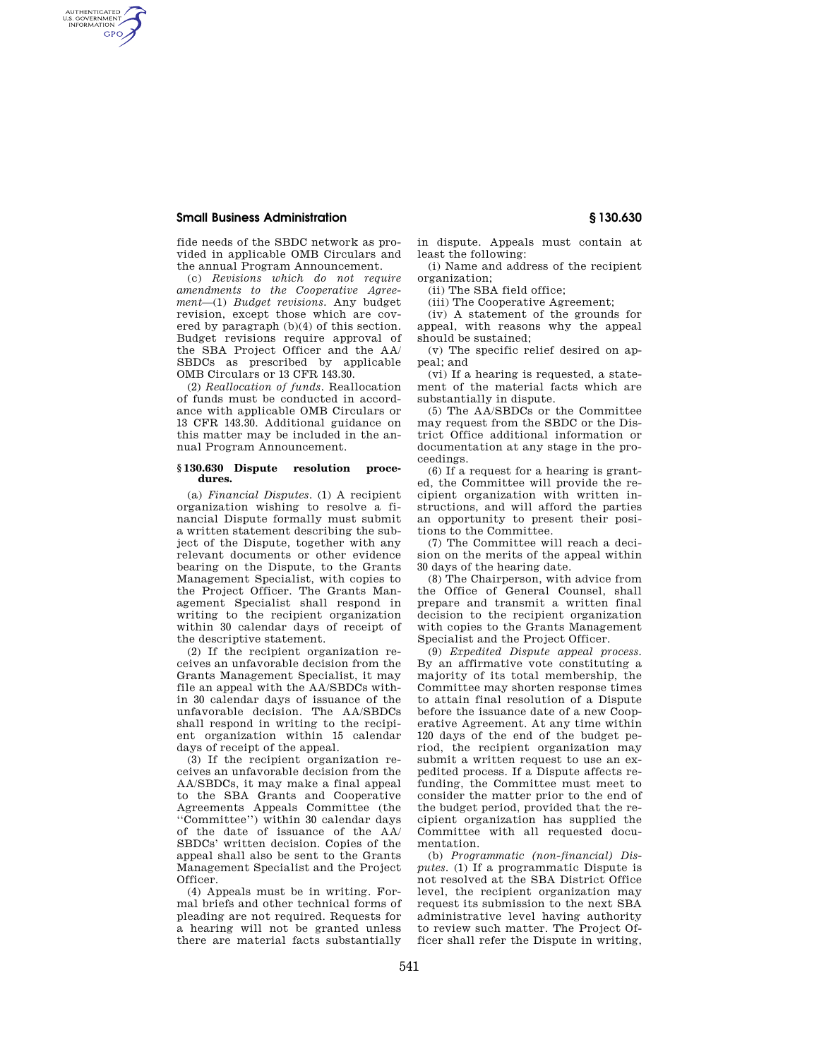fide needs of the SBDC network as provided in applicable OMB Circulars and the annual Program Announcement.

(c) *Revisions which do not require amendments to the Cooperative Agreement*—(1) *Budget revisions.* Any budget revision, except those which are covered by paragraph (b)(4) of this section. Budget revisions require approval of the SBA Project Officer and the AA/SBDCs as prescribed by applicable OMB Circulars or 13 CFR 143.30.

(2) *Reallocation of funds.* Reallocation of funds must be conducted in accordance with applicable OMB Circulars or 13 CFR 143.30. Additional guidance on this matter may be included in the annual Program Announcement.

#### § 130.630 Dispute resolution procedures.

(a) *Financial Disputes.* (1) A recipient organization wishing to resolve a financial Dispute formally must submit a written statement describing the subject of the Dispute, together with any relevant documents or other evidence bearing on the Dispute, to the Grants Management Specialist, with copies to the Project Officer. The Grants Management Specialist shall respond in writing to the recipient organization within 30 calendar days of receipt of the descriptive statement.

(2) If the recipient organization receives an unfavorable decision from the Grants Management Specialist, it may file an appeal with the AA/SBDCs within 30 calendar days of issuance of the unfavorable decision. The AA/SBDCs shall respond in writing to the recipient organization within 15 calendar days of receipt of the appeal.

(3) If the recipient organization receives an unfavorable decision from the AA/SBDCs, it may make a final appeal to the SBA Grants and Cooperative Agreements Appeals Committee (the "Committee") within 30 calendar days of the date of issuance of the AA/SBDCs' written decision. Copies of the appeal shall also be sent to the Grants Management Specialist and the Project Officer.

(4) Appeals must be in writing. Formal briefs and other technical forms of pleading are not required. Requests for a hearing will not be granted unless there are material facts substantially in dispute. Appeals must contain at least the following:

(i) Name and address of the recipient organization;

(ii) The SBA field office;

(iii) The Cooperative Agreement;

(iv) A statement of the grounds for appeal, with reasons why the appeal should be sustained;

(v) The specific relief desired on appeal; and

(vi) If a hearing is requested, a statement of the material facts which are substantially in dispute.

(5) The AA/SBDCs or the Committee may request from the SBDC or the District Office additional information or documentation at any stage in the proceedings.

(6) If a request for a hearing is granted, the Committee will provide the recipient organization with written instructions, and will afford the parties an opportunity to present their positions to the Committee.

(7) The Committee will reach a decision on the merits of the appeal within 30 days of the hearing date.

(8) The Chairperson, with advice from the Office of General Counsel, shall prepare and transmit a written final decision to the recipient organization with copies to the Grants Management Specialist and the Project Officer.

(9) *Expedited Dispute appeal process.* By an affirmative vote constituting a majority of its total membership, the Committee may shorten response times to attain final resolution of a Dispute before the issuance date of a new Cooperative Agreement. At any time within 120 days of the end of the budget period, the recipient organization may submit a written request to use an expedited process. If a Dispute affects refunding, the Committee must meet to consider the matter prior to the end of the budget period, provided that the recipient organization has supplied the Committee with all requested documentation.

(b) *Programmatic (non-financial) Disputes.* (1) If a programmatic Dispute is not resolved at the SBA District Office level, the recipient organization may request its submission to the next SBA administrative level having authority to review such matter. The Project Officer shall refer the Dispute in writing,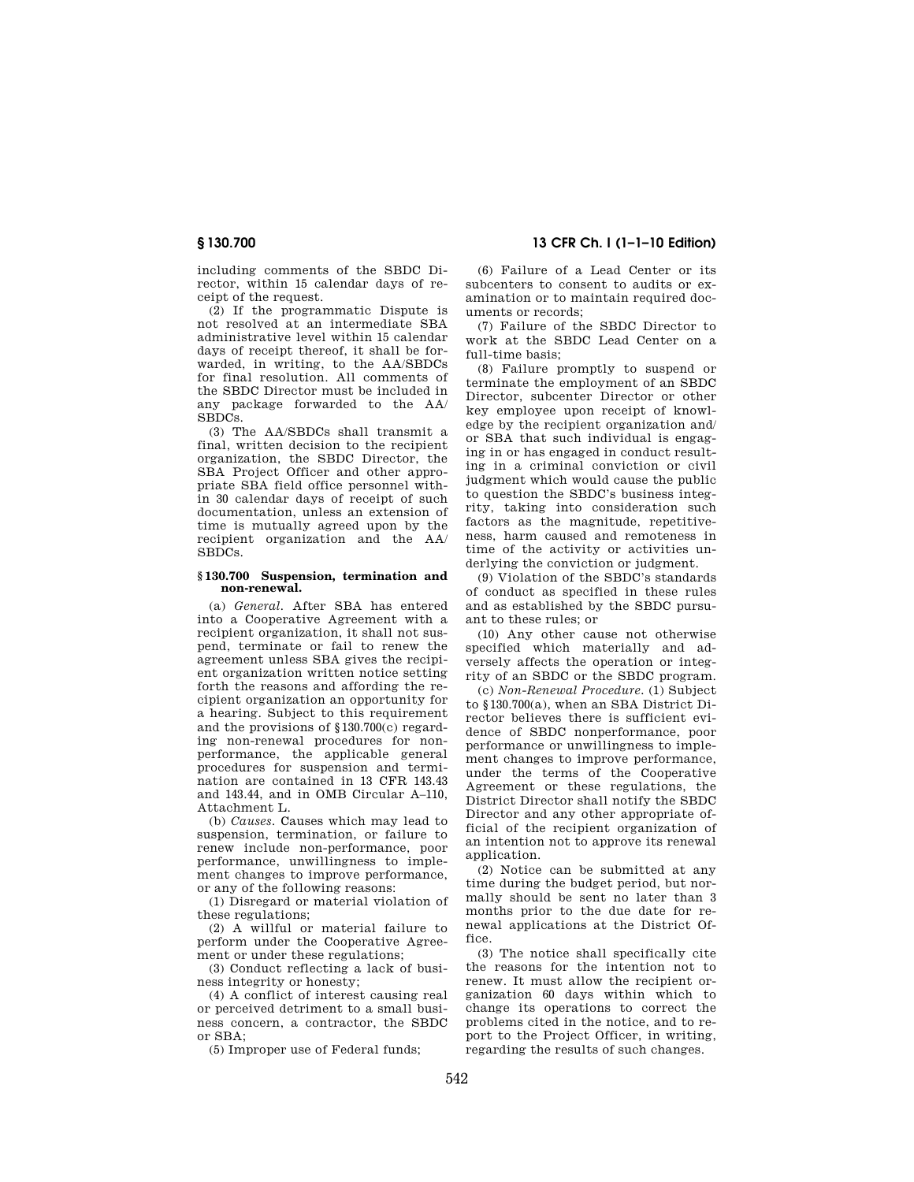including comments of the SBDC Director, within 15 calendar days of receipt of the request.

(2) If the programmatic Dispute is not resolved at an intermediate SBA administrative level within 15 calendar days of receipt thereof, it shall be forwarded, in writing, to the AA/SBDCs for final resolution. All comments of the SBDC Director must be included in any package forwarded to the AA/SBDCs.

(3) The AA/SBDCs shall transmit a final, written decision to the recipient organization, the SBDC Director, the SBA Project Officer and other appropriate SBA field office personnel within 30 calendar days of receipt of such documentation, unless an extension of time is mutually agreed upon by the recipient organization and the AA/SBDCs.

### § 130.700 Suspension, termination and non-renewal.

(a) *General.* After SBA has entered into a Cooperative Agreement with a recipient organization, it shall not suspend, terminate or fail to renew the agreement unless SBA gives the recipient organization written notice setting forth the reasons and affording the recipient organization an opportunity for a hearing. Subject to this requirement and the provisions of §130.700(c) regarding non-renewal procedures for nonperformance, the applicable general procedures for suspension and termination are contained in 13 CFR 143.43 and 143.44, and in OMB Circular A–110, Attachment L.

(b) *Causes.* Causes which may lead to suspension, termination, or failure to renew include non-performance, poor performance, unwillingness to implement changes to improve performance, or any of the following reasons:

(1) Disregard or material violation of these regulations;

(2) A willful or material failure to perform under the Cooperative Agreement or under these regulations;

(3) Conduct reflecting a lack of business integrity or honesty;

(4) A conflict of interest causing real or perceived detriment to a small business concern, a contractor, the SBDC or SBA;

(5) Improper use of Federal funds;

(6) Failure of a Lead Center or its subcenters to consent to audits or examination or to maintain required documents or records;

(7) Failure of the SBDC Director to work at the SBDC Lead Center on a full-time basis;

(8) Failure promptly to suspend or terminate the employment of an SBDC Director, subcenter Director or other key employee upon receipt of knowledge by the recipient organization and/or SBA that such individual is engaging in or has engaged in conduct resulting in a criminal conviction or civil judgment which would cause the public to question the SBDC's business integrity, taking into consideration such factors as the magnitude, repetitiveness, harm caused and remoteness in time of the activity or activities underlying the conviction or judgment.

(9) Violation of the SBDC's standards of conduct as specified in these rules and as established by the SBDC pursuant to these rules; or

(10) Any other cause not otherwise specified which materially and adversely affects the operation or integrity of an SBDC or the SBDC program.

(c) *Non-Renewal Procedure.* (1) Subject to §130.700(a), when an SBA District Director believes there is sufficient evidence of SBDC nonperformance, poor performance or unwillingness to implement changes to improve performance, under the terms of the Cooperative Agreement or these regulations, the District Director shall notify the SBDC Director and any other appropriate official of the recipient organization of an intention not to approve its renewal application.

(2) Notice can be submitted at any time during the budget period, but normally should be sent no later than 3 months prior to the due date for renewal applications at the District Office.

(3) The notice shall specifically cite the reasons for the intention not to renew. It must allow the recipient organization 60 days within which to change its operations to correct the problems cited in the notice, and to report to the Project Officer, in writing, regarding the results of such changes.